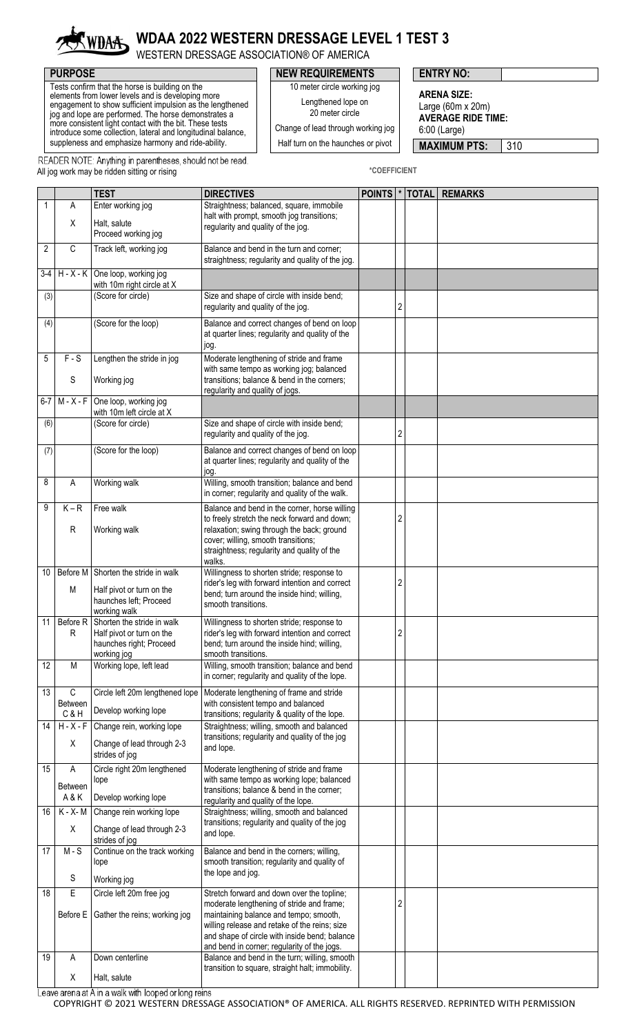# WDAA 2022 WESTERN DRESSAGE LEVEL 1 TEST 3

WESTERN DRESSAGE ASSOCIATION® OF AMERICA

**PURPOSE**

Tests confirm that the horse is building on the elements from lower levels and is developing more engagement to show sufficient impulsion as the lengthened jog and lope are performed. The horse demonstrates a more consistent light contact with the bit. These tests introduce some collection, lateral and longitudinal balance, suppleness and emphasize harmony and ride-ability.

**NEW REQUIREMENTS**

10 meter circle working jog

Lengthened lope on 20 meter circle

Change of lead through working jog

Half turn on the haunches or pivot

**ENTRY NO:**

**ARENA SIZE:** Large (60m x 20m)

**AVERAGE RIDE TIME:** 6:00 (Large)

**MAXIMUM PTS:** 310

READER NOTE: Anything in parentheses, should not be read.

All jog work may be ridden sitting or rising

*COEFFICIENT

| | | TEST | DIRECTIVES | POINTS | * | TOTAL | REMARKS |
|---|---|---|---|---|---|---|---|
| 1 | A<br>X | Enter working jog<br>Halt, salute<br>Proceed working jog | Straightness; balanced, square, immobile halt with prompt, smooth jog transitions; regularity and quality of the jog. | | | | |
| 2 | C | Track left, working jog | Balance and bend in the turn and corner; straightness; regularity and quality of the jog. | | | | |
| 3-4 | H - X - K | One loop, working jog with 10m right circle at X | | | | | |
| (3) | | (Score for circle) | Size and shape of circle with inside bend; regularity and quality of the jog. | | 2 | | |
| (4) | | (Score for the loop) | Balance and correct changes of bend on loop at quarter lines; regularity and quality of the jog. | | | | |
| 5 | F - S<br>S | Lengthen the stride in jog<br>Working jog | Moderate lengthening of stride and frame with same tempo as working jog; balanced transitions; balance & bend in the corners; regularity and quality of jogs. | | | | |
| 6-7 | M - X - F | One loop, working jog with 10m left circle at X | | | | | |
| (6) | | (Score for circle) | Size and shape of circle with inside bend; regularity and quality of the jog. | | 2 | | |
| (7) | | (Score for the loop) | Balance and correct changes of bend on loop at quarter lines; regularity and quality of the jog. | | | | |
| 8 | A | Working walk | Willing, smooth transition; balance and bend in corner; regularity and quality of the walk. | | | | |
| 9 | K – R<br>R | Free walk<br>Working walk | Balance and bend in the corner, horse willing to freely stretch the neck forward and down; relaxation; swing through the back; ground cover; willing, smooth transitions; straightness; regularity and quality of the walks. | | 2 | | |
| 10 | Before M<br>M | Shorten the stride in walk<br>Half pivot or turn on the haunches left; Proceed working walk | Willingness to shorten stride; response to rider's leg with forward intention and correct bend; turn around the inside hind; willing, smooth transitions. | | 2 | | |
| 11 | Before R<br>R | Shorten the stride in walk<br>Half pivot or turn on the haunches right; Proceed working jog | Willingness to shorten stride; response to rider's leg with forward intention and correct bend; turn around the inside hind; willing, smooth transitions. | | 2 | | |
| 12 | M | Working lope, left lead | Willing, smooth transition; balance and bend in corner; regularity and quality of the lope. | | | | |
| 13 | C<br>Between C & H | Circle left 20m lengthened lope<br>Develop working lope | Moderate lengthening of frame and stride with consistent tempo and balanced transitions; regularity & quality of the lope. | | | | |
| 14 | H - X - F<br>X | Change rein, working lope<br>Change of lead through 2-3 strides of jog | Straightness; willing, smooth and balanced transitions; regularity and quality of the jog and lope. | | | | |
| 15 | A<br>Between A & K | Circle right 20m lengthened lope<br>Develop working lope | Moderate lengthening of stride and frame with same tempo as working lope; balanced transitions; balance & bend in the corner; regularity and quality of the lope. | | | | |
| 16 | K - X- M<br>X | Change rein working lope<br>Change of lead through 2-3 strides of jog | Straightness; willing, smooth and balanced transitions; regularity and quality of the jog and lope. | | | | |
| 17 | M - S<br>S | Continue on the track working lope<br>Working jog | Balance and bend in the corners; willing, smooth transition; regularity and quality of the lope and jog. | | | | |
| 18 | E<br>Before E | Circle left 20m free jog<br>Gather the reins; working jog | Stretch forward and down over the topline; moderate lengthening of stride and frame; maintaining balance and tempo; smooth, willing release and retake of the reins; size and shape of circle with inside bend; balance and bend in corner; regularity of the jogs. | | 2 | | |
| 19 | A<br>X | Down centerline<br>Halt, salute | Balance and bend in the turn; willing, smooth transition to square, straight halt; immobility. | | | | |

Leave arena at A in a walk with looped or long reins

COPYRIGHT © 2021 WESTERN DRESSAGE ASSOCIATION® OF AMERICA. ALL RIGHTS RESERVED. REPRINTED WITH PERMISSION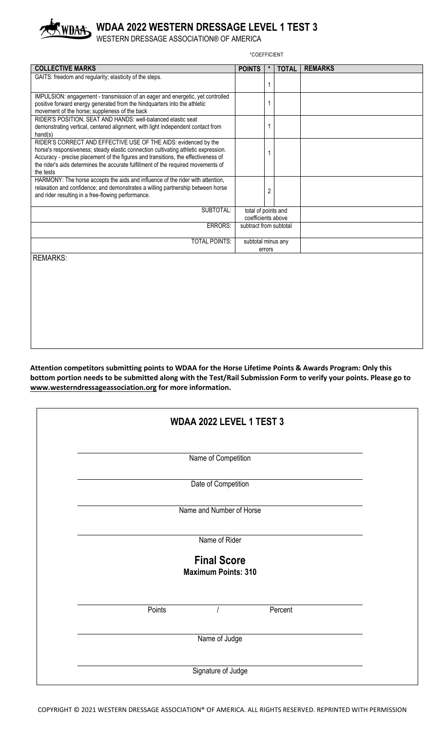# WDAA 2022 WESTERN DRESSAGE LEVEL 1 TEST 3

WESTERN DRESSAGE ASSOCIATION® OF AMERICA

*COEFFICIENT

| COLLECTIVE MARKS | POINTS | * | TOTAL | REMARKS |
|---|---|---|---|---|
| GAITS: freedom and regularity; elasticity of the steps. | | 1 | | |
| IMPULSION: engagement - transmission of an eager and energetic, yet controlled positive forward energy generated from the hindquarters into the athletic movement of the horse; suppleness of the back | | 1 | | |
| RIDER'S POSITION, SEAT AND HANDS: well-balanced elastic seat demonstrating vertical, centered alignment, with light independent contact from hand(s) | | 1 | | |
| RIDER'S CORRECT AND EFFECTIVE USE OF THE AIDS: evidenced by the horse's responsiveness; steady elastic connection cultivating athletic expression. Accuracy - precise placement of the figures and transitions, the effectiveness of the rider's aids determines the accurate fulfillment of the required movements of the tests | | 1 | | |
| HARMONY: The horse accepts the aids and influence of the rider with attention, relaxation and confidence; and demonstrates a willing partnership between horse and rider resulting in a free-flowing performance. | | 2 | | |
| SUBTOTAL: | total of points and coefficients above | | | |
| ERRORS: | subtract from subtotal | | | |
| TOTAL POINTS: | subtotal minus any errors | | | |

REMARKS:

**Attention competitors submitting points to WDAA for the Horse Lifetime Points & Awards Program: Only this bottom portion needs to be submitted along with the Test/Rail Submission Form to verify your points. Please go to www.westerndressageassociation.org for more information.**

## WDAA 2022 LEVEL 1 TEST 3

Name of Competition

Date of Competition

Name and Number of Horse

Name of Rider

### Final Score

**Maximum Points: 310**

Points / Percent

Name of Judge

Signature of Judge

COPYRIGHT © 2021 WESTERN DRESSAGE ASSOCIATION® OF AMERICA. ALL RIGHTS RESERVED. REPRINTED WITH PERMISSION